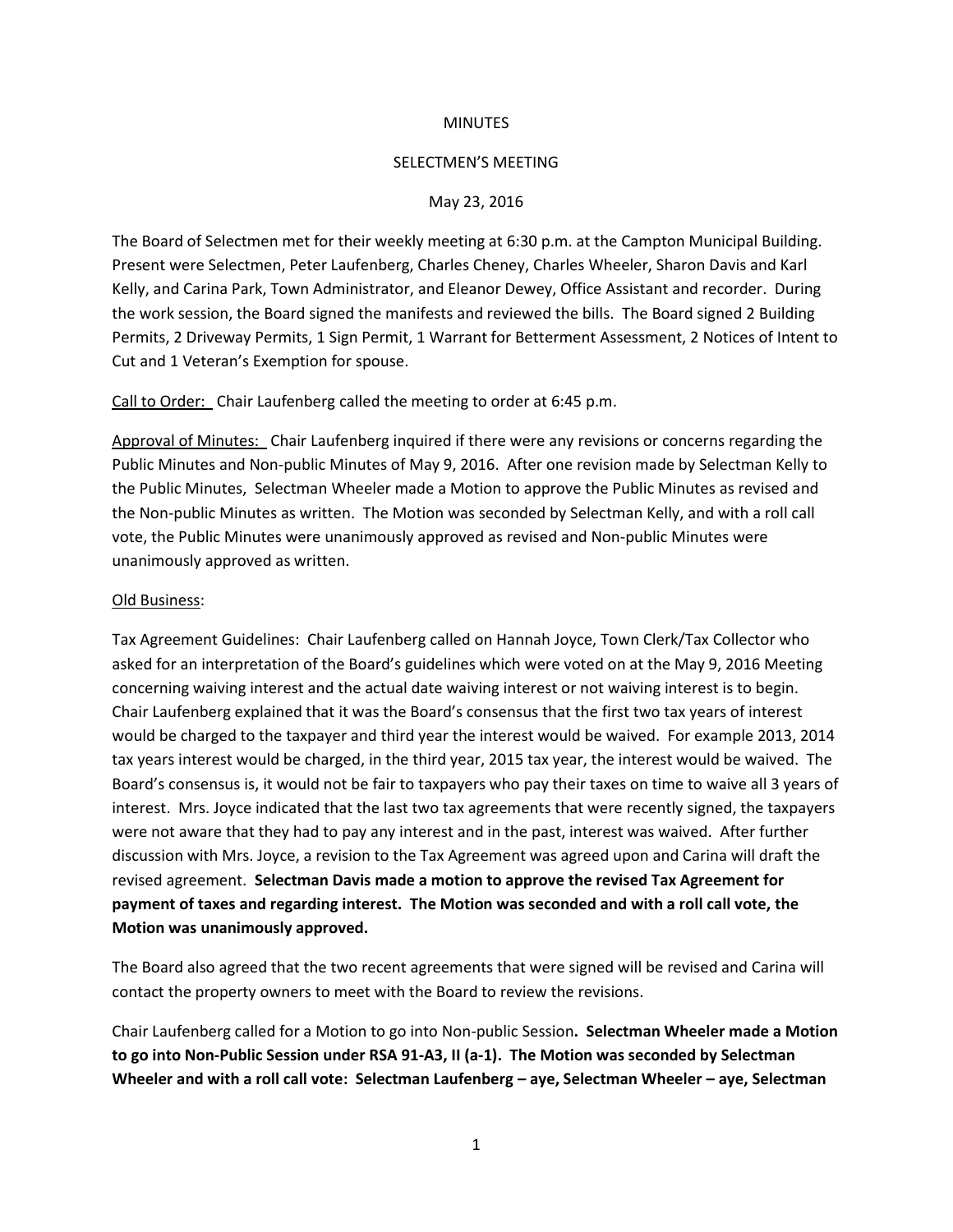MINUTES

SELECTMEN'S MEETING

May 23, 2016

The Board of Selectmen met for their weekly meeting at 6:30 p.m. at the Campton Municipal Building. Present were Selectmen, Peter Laufenberg, Charles Cheney, Charles Wheeler, Sharon Davis and Karl Kelly, and Carina Park, Town Administrator, and Eleanor Dewey, Office Assistant and recorder. During the work session, the Board signed the manifests and reviewed the bills. The Board signed 2 Building Permits, 2 Driveway Permits, 1 Sign Permit, 1 Warrant for Betterment Assessment, 2 Notices of Intent to Cut and 1 Veteran's Exemption for spouse.

Call to Order: Chair Laufenberg called the meeting to order at 6:45 p.m.

Approval of Minutes: Chair Laufenberg inquired if there were any revisions or concerns regarding the Public Minutes and Non-public Minutes of May 9, 2016. After one revision made by Selectman Kelly to the Public Minutes, Selectman Wheeler made a Motion to approve the Public Minutes as revised and the Non-public Minutes as written. The Motion was seconded by Selectman Kelly, and with a roll call vote, the Public Minutes were unanimously approved as revised and Non-public Minutes were unanimously approved as written.

Old Business:

Tax Agreement Guidelines: Chair Laufenberg called on Hannah Joyce, Town Clerk/Tax Collector who asked for an interpretation of the Board's guidelines which were voted on at the May 9, 2016 Meeting concerning waiving interest and the actual date waiving interest or not waiving interest is to begin. Chair Laufenberg explained that it was the Board's consensus that the first two tax years of interest would be charged to the taxpayer and third year the interest would be waived. For example 2013, 2014 tax years interest would be charged, in the third year, 2015 tax year, the interest would be waived. The Board's consensus is, it would not be fair to taxpayers who pay their taxes on time to waive all 3 years of interest. Mrs. Joyce indicated that the last two tax agreements that were recently signed, the taxpayers were not aware that they had to pay any interest and in the past, interest was waived. After further discussion with Mrs. Joyce, a revision to the Tax Agreement was agreed upon and Carina will draft the revised agreement. **Selectman Davis made a motion to approve the revised Tax Agreement for payment of taxes and regarding interest. The Motion was seconded and with a roll call vote, the Motion was unanimously approved.**

The Board also agreed that the two recent agreements that were signed will be revised and Carina will contact the property owners to meet with the Board to review the revisions.

Chair Laufenberg called for a Motion to go into Non-public Session**. Selectman Wheeler made a Motion to go into Non-Public Session under RSA 91-A3, II (a-1). The Motion was seconded by Selectman Wheeler and with a roll call vote: Selectman Laufenberg – aye, Selectman Wheeler – aye, Selectman**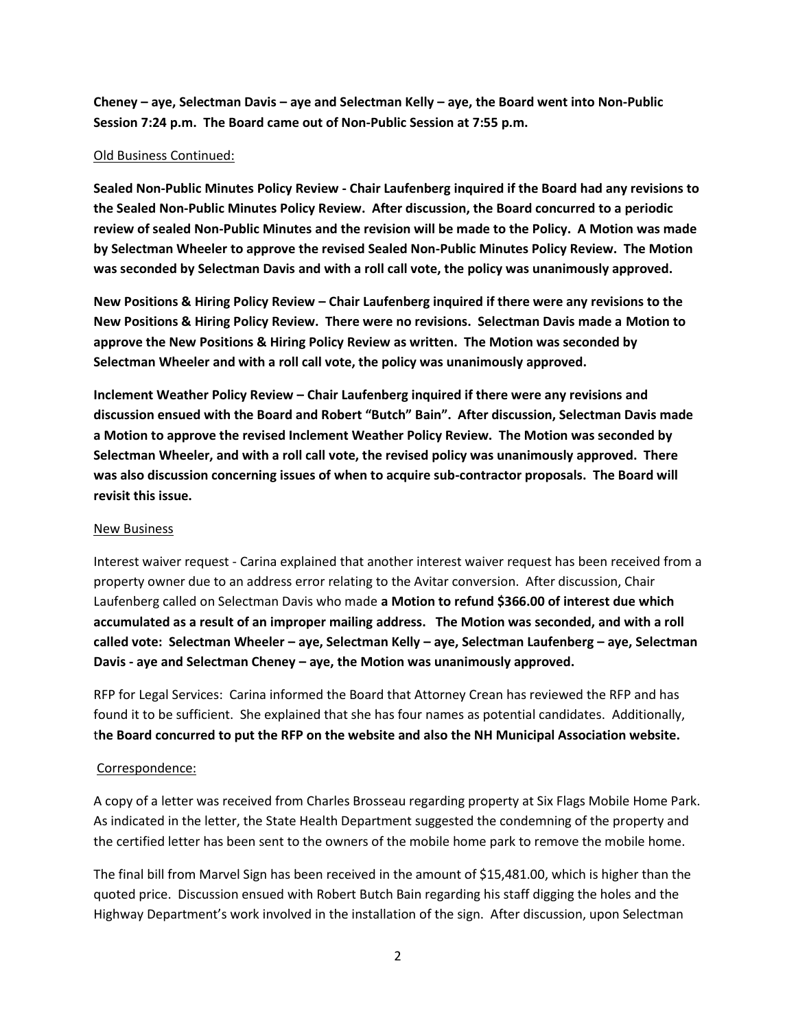**Cheney – aye, Selectman Davis – aye and Selectman Kelly – aye, the Board went into Non-Public Session 7:24 p.m. The Board came out of Non-Public Session at 7:55 p.m.**

Old Business Continued:

**Sealed Non-Public Minutes Policy Review - Chair Laufenberg inquired if the Board had any revisions to the Sealed Non-Public Minutes Policy Review. After discussion, the Board concurred to a periodic review of sealed Non-Public Minutes and the revision will be made to the Policy. A Motion was made by Selectman Wheeler to approve the revised Sealed Non-Public Minutes Policy Review. The Motion was seconded by Selectman Davis and with a roll call vote, the policy was unanimously approved.**

**New Positions & Hiring Policy Review – Chair Laufenberg inquired if there were any revisions to the New Positions & Hiring Policy Review. There were no revisions. Selectman Davis made a Motion to approve the New Positions & Hiring Policy Review as written. The Motion was seconded by Selectman Wheeler and with a roll call vote, the policy was unanimously approved.**

**Inclement Weather Policy Review – Chair Laufenberg inquired if there were any revisions and discussion ensued with the Board and Robert "Butch" Bain". After discussion, Selectman Davis made a Motion to approve the revised Inclement Weather Policy Review. The Motion was seconded by Selectman Wheeler, and with a roll call vote, the revised policy was unanimously approved. There was also discussion concerning issues of when to acquire sub-contractor proposals. The Board will revisit this issue.**

New Business

Interest waiver request - Carina explained that another interest waiver request has been received from a property owner due to an address error relating to the Avitar conversion. After discussion, Chair Laufenberg called on Selectman Davis who made **a Motion to refund $366.00 of interest due which accumulated as a result of an improper mailing address. The Motion was seconded, and with a roll called vote: Selectman Wheeler – aye, Selectman Kelly – aye, Selectman Laufenberg – aye, Selectman Davis - aye and Selectman Cheney – aye, the Motion was unanimously approved.**

RFP for Legal Services: Carina informed the Board that Attorney Crean has reviewed the RFP and has found it to be sufficient. She explained that she has four names as potential candidates. Additionally, t**he Board concurred to put the RFP on the website and also the NH Municipal Association website.**

Correspondence:

A copy of a letter was received from Charles Brosseau regarding property at Six Flags Mobile Home Park. As indicated in the letter, the State Health Department suggested the condemning of the property and the certified letter has been sent to the owners of the mobile home park to remove the mobile home.

The final bill from Marvel Sign has been received in the amount of $15,481.00, which is higher than the quoted price. Discussion ensued with Robert Butch Bain regarding his staff digging the holes and the Highway Department's work involved in the installation of the sign. After discussion, upon Selectman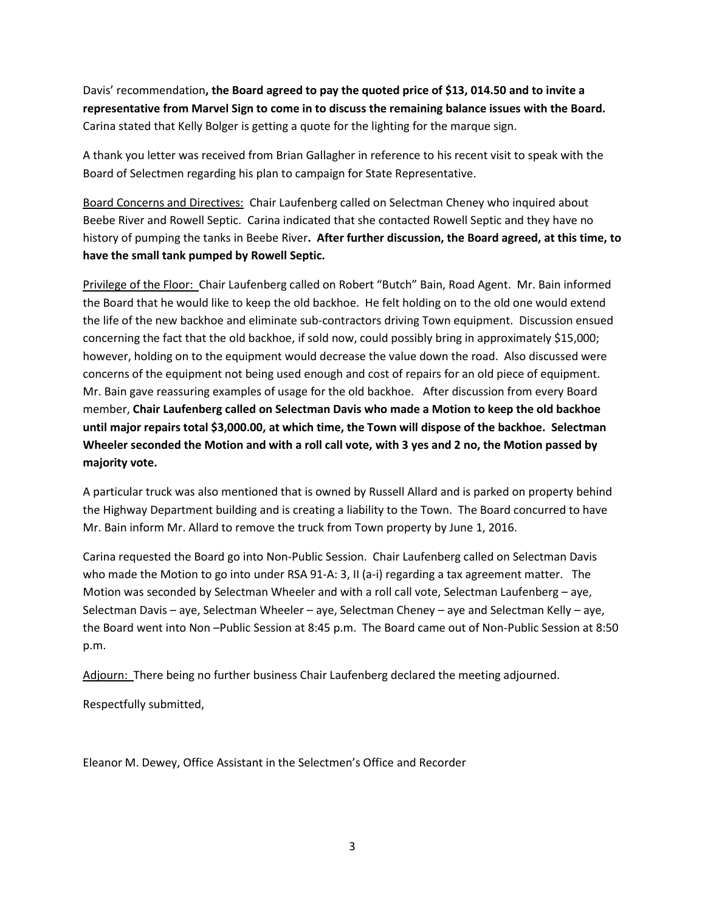Davis' recommendation**, the Board agreed to pay the quoted price of $13, 014.50 and to invite a representative from Marvel Sign to come in to discuss the remaining balance issues with the Board.** Carina stated that Kelly Bolger is getting a quote for the lighting for the marque sign.

A thank you letter was received from Brian Gallagher in reference to his recent visit to speak with the Board of Selectmen regarding his plan to campaign for State Representative.

<u>Board Concerns and Directives:</u> Chair Laufenberg called on Selectman Cheney who inquired about Beebe River and Rowell Septic. Carina indicated that she contacted Rowell Septic and they have no history of pumping the tanks in Beebe River**. After further discussion, the Board agreed, at this time, to have the small tank pumped by Rowell Septic.**

<u>Privilege of the Floor:</u> Chair Laufenberg called on Robert "Butch" Bain, Road Agent. Mr. Bain informed the Board that he would like to keep the old backhoe. He felt holding on to the old one would extend the life of the new backhoe and eliminate sub-contractors driving Town equipment. Discussion ensued concerning the fact that the old backhoe, if sold now, could possibly bring in approximately $15,000; however, holding on to the equipment would decrease the value down the road. Also discussed were concerns of the equipment not being used enough and cost of repairs for an old piece of equipment. Mr. Bain gave reassuring examples of usage for the old backhoe. After discussion from every Board member, **Chair Laufenberg called on Selectman Davis who made a Motion to keep the old backhoe until major repairs total $3,000.00, at which time, the Town will dispose of the backhoe. Selectman Wheeler seconded the Motion and with a roll call vote, with 3 yes and 2 no, the Motion passed by majority vote.**

A particular truck was also mentioned that is owned by Russell Allard and is parked on property behind the Highway Department building and is creating a liability to the Town. The Board concurred to have Mr. Bain inform Mr. Allard to remove the truck from Town property by June 1, 2016.

Carina requested the Board go into Non-Public Session. Chair Laufenberg called on Selectman Davis who made the Motion to go into under RSA 91-A: 3, II (a-i) regarding a tax agreement matter. The Motion was seconded by Selectman Wheeler and with a roll call vote, Selectman Laufenberg – aye, Selectman Davis – aye, Selectman Wheeler – aye, Selectman Cheney – aye and Selectman Kelly – aye, the Board went into Non –Public Session at 8:45 p.m. The Board came out of Non-Public Session at 8:50 p.m.

<u>Adjourn:</u> There being no further business Chair Laufenberg declared the meeting adjourned.

Respectfully submitted,

Eleanor M. Dewey, Office Assistant in the Selectmen's Office and Recorder